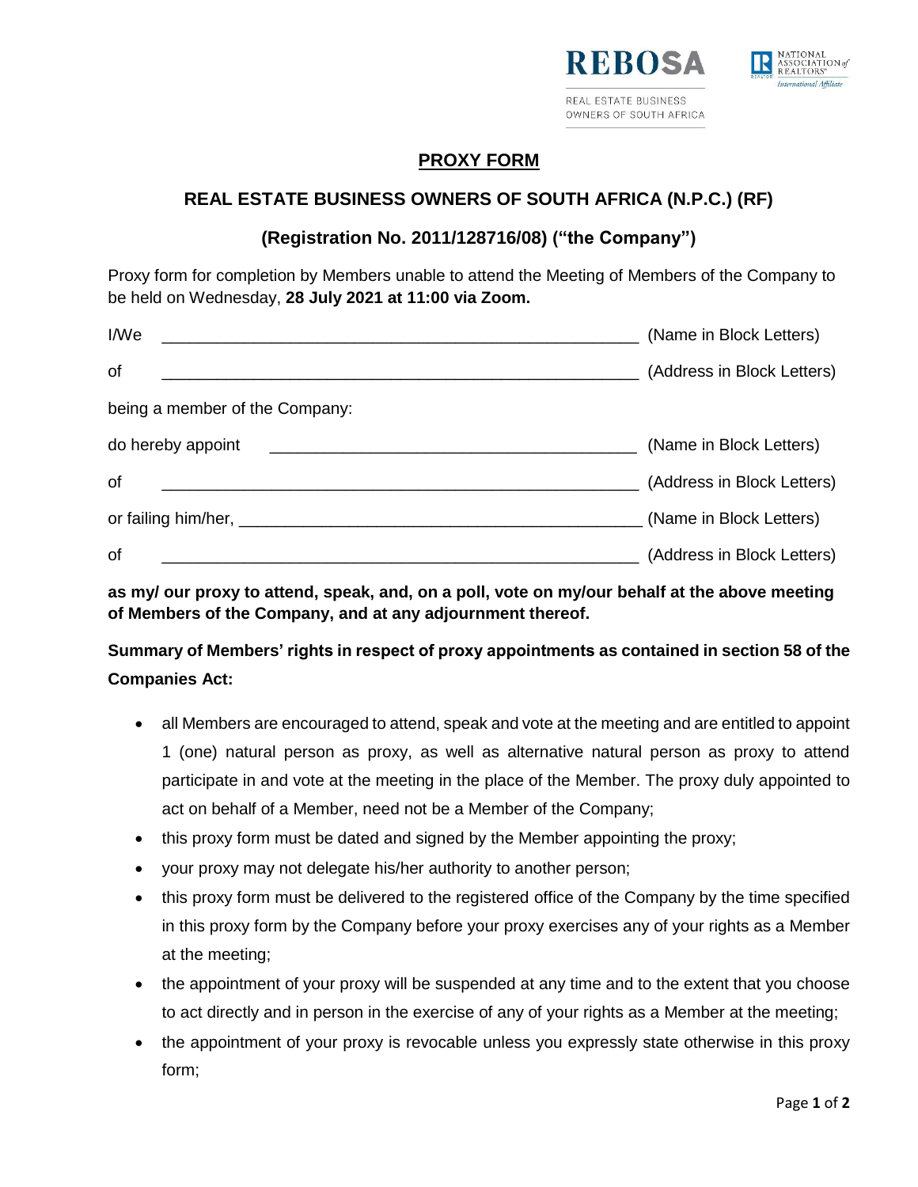REBOSA

REAL ESTATE BUSINESS OWNERS OF SOUTH AFRICA

NATIONAL ASSOCIATION of REALTORS® International Affiliate

# PROXY FORM

## REAL ESTATE BUSINESS OWNERS OF SOUTH AFRICA (N.P.C.) (RF)

## (Registration No. 2011/128716/08) ("the Company")

Proxy form for completion by Members unable to attend the Meeting of Members of the Company to be held on Wednesday, **28 July 2021 at 11:00 via Zoom.**

I/We _______________________________________________ (Name in Block Letters)

of _______________________________________________ (Address in Block Letters)

being a member of the Company:

do hereby appoint ____________________________________ (Name in Block Letters)

of _______________________________________________ (Address in Block Letters)

or failing him/her, ______________________________________ (Name in Block Letters)

of _______________________________________________ (Address in Block Letters)

**as my/ our proxy to attend, speak, and, on a poll, vote on my/our behalf at the above meeting of Members of the Company, and at any adjournment thereof.**

**Summary of Members' rights in respect of proxy appointments as contained in section 58 of the Companies Act:**

- all Members are encouraged to attend, speak and vote at the meeting and are entitled to appoint 1 (one) natural person as proxy, as well as alternative natural person as proxy to attend participate in and vote at the meeting in the place of the Member. The proxy duly appointed to act on behalf of a Member, need not be a Member of the Company;
- this proxy form must be dated and signed by the Member appointing the proxy;
- your proxy may not delegate his/her authority to another person;
- this proxy form must be delivered to the registered office of the Company by the time specified in this proxy form by the Company before your proxy exercises any of your rights as a Member at the meeting;
- the appointment of your proxy will be suspended at any time and to the extent that you choose to act directly and in person in the exercise of any of your rights as a Member at the meeting;
- the appointment of your proxy is revocable unless you expressly state otherwise in this proxy form;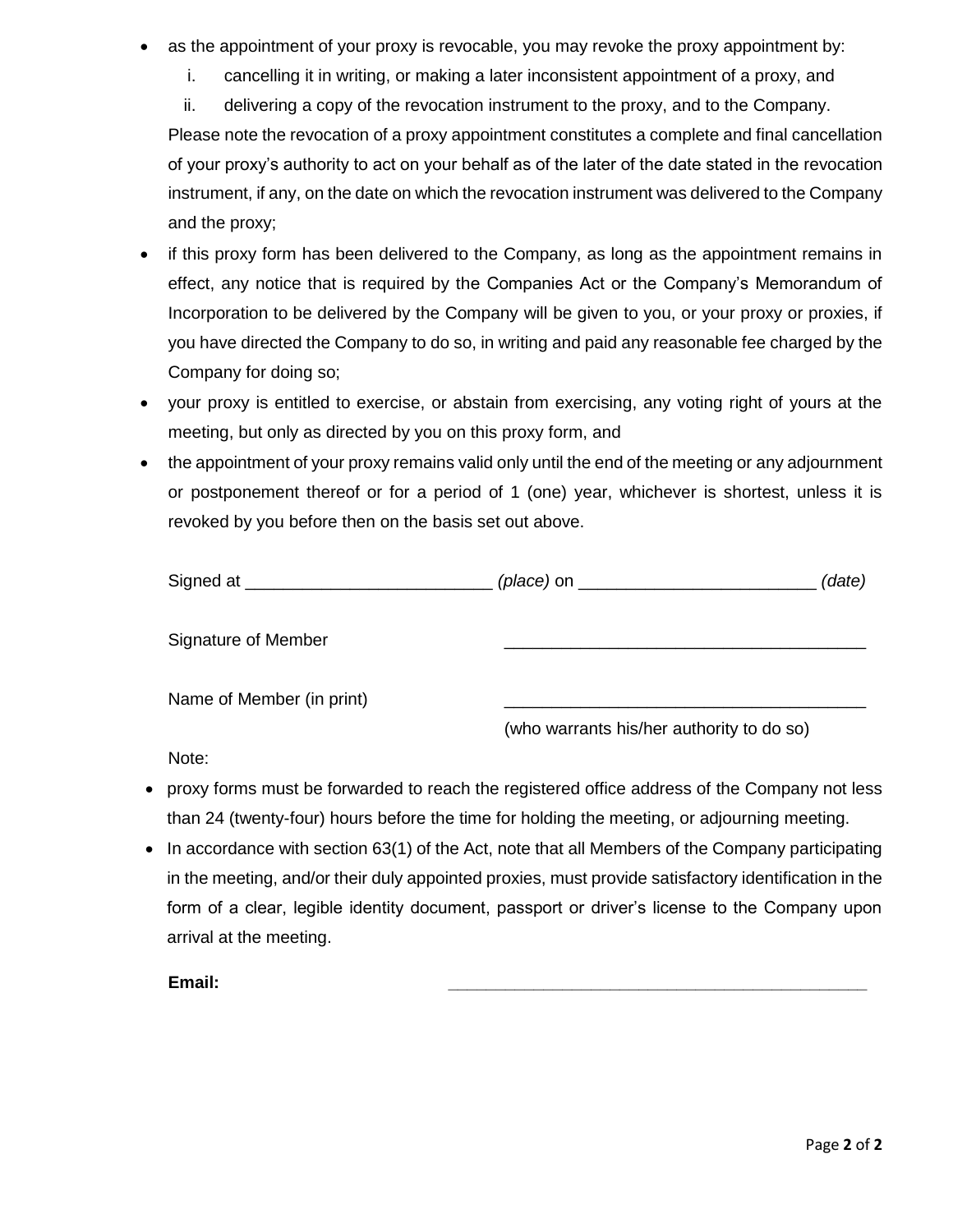- as the appointment of your proxy is revocable, you may revoke the proxy appointment by:
    i. cancelling it in writing, or making a later inconsistent appointment of a proxy, and
    ii. delivering a copy of the revocation instrument to the proxy, and to the Company.

  Please note the revocation of a proxy appointment constitutes a complete and final cancellation of your proxy's authority to act on your behalf as of the later of the date stated in the revocation instrument, if any, on the date on which the revocation instrument was delivered to the Company and the proxy;
- if this proxy form has been delivered to the Company, as long as the appointment remains in effect, any notice that is required by the Companies Act or the Company's Memorandum of Incorporation to be delivered by the Company will be given to you, or your proxy or proxies, if you have directed the Company to do so, in writing and paid any reasonable fee charged by the Company for doing so;
- your proxy is entitled to exercise, or abstain from exercising, any voting right of yours at the meeting, but only as directed by you on this proxy form, and
- the appointment of your proxy remains valid only until the end of the meeting or any adjournment or postponement thereof or for a period of 1 (one) year, whichever is shortest, unless it is revoked by you before then on the basis set out above.

Signed at __________________________ *(place)* on _________________________ *(date)*

Signature of Member ______________________________________

Name of Member (in print) ______________________________________

(who warrants his/her authority to do so)

Note:

- proxy forms must be forwarded to reach the registered office address of the Company not less than 24 (twenty-four) hours before the time for holding the meeting, or adjourning meeting.
- In accordance with section 63(1) of the Act, note that all Members of the Company participating in the meeting, and/or their duly appointed proxies, must provide satisfactory identification in the form of a clear, legible identity document, passport or driver's license to the Company upon arrival at the meeting.

**Email:** ______________________________________________